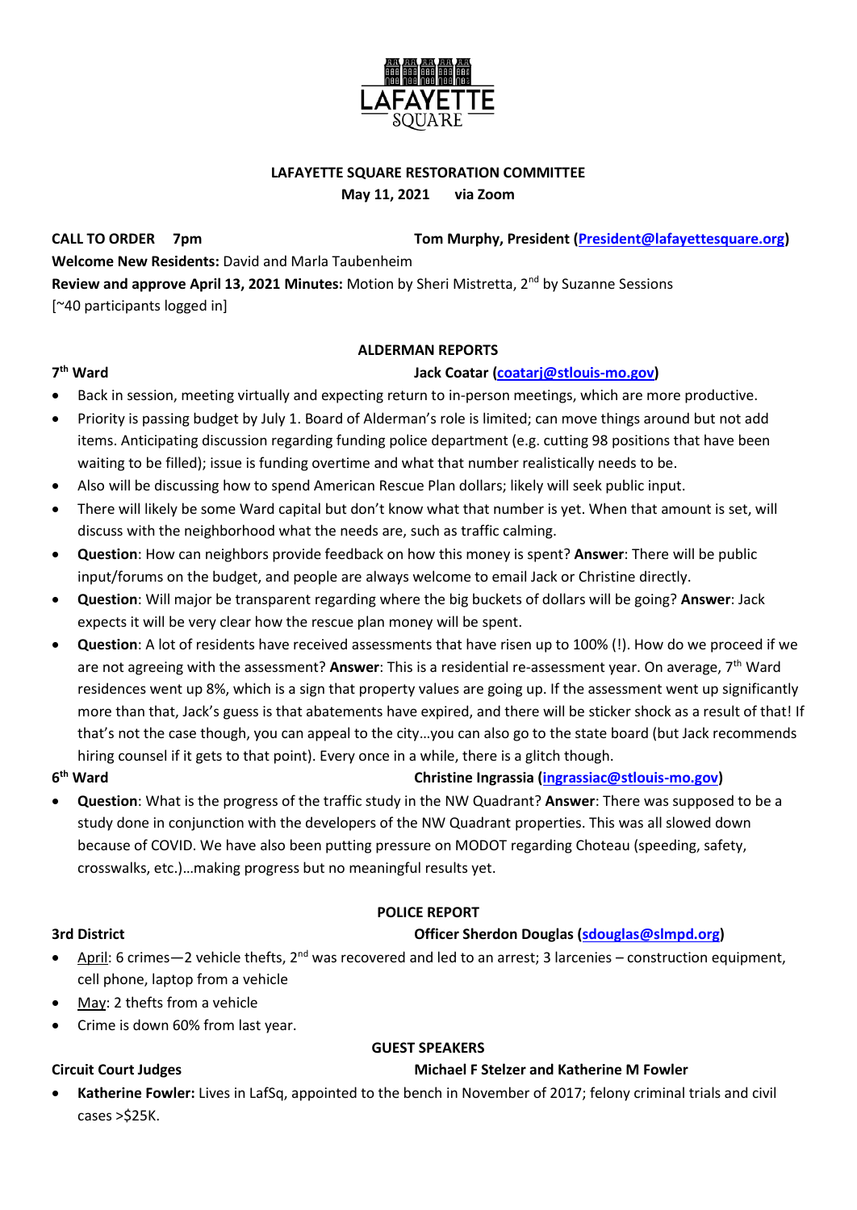LAFAYETTE SQUARE

# LAFAYETTE SQUARE RESTORATION COMMITTEE

**May 11, 2021 via Zoom**

**CALL TO ORDER 7pm** **Tom Murphy, President (President@lafayettesquare.org)**

**Welcome New Residents:** David and Marla Taubenheim

**Review and approve April 13, 2021 Minutes:** Motion by Sheri Mistretta, 2nd by Suzanne Sessions

[~40 participants logged in]

## ALDERMAN REPORTS

### 7th Ward — Jack Coatar (coatarj@stlouis-mo.gov)

- Back in session, meeting virtually and expecting return to in-person meetings, which are more productive.
- Priority is passing budget by July 1. Board of Alderman's role is limited; can move things around but not add items. Anticipating discussion regarding funding police department (e.g. cutting 98 positions that have been waiting to be filled); issue is funding overtime and what that number realistically needs to be.
- Also will be discussing how to spend American Rescue Plan dollars; likely will seek public input.
- There will likely be some Ward capital but don't know what that number is yet. When that amount is set, will discuss with the neighborhood what the needs are, such as traffic calming.
- **Question**: How can neighbors provide feedback on how this money is spent? **Answer**: There will be public input/forums on the budget, and people are always welcome to email Jack or Christine directly.
- **Question**: Will major be transparent regarding where the big buckets of dollars will be going? **Answer**: Jack expects it will be very clear how the rescue plan money will be spent.
- **Question**: A lot of residents have received assessments that have risen up to 100% (!). How do we proceed if we are not agreeing with the assessment? **Answer**: This is a residential re-assessment year. On average, 7th Ward residences went up 8%, which is a sign that property values are going up. If the assessment went up significantly more than that, Jack's guess is that abatements have expired, and there will be sticker shock as a result of that! If that's not the case though, you can appeal to the city…you can also go to the state board (but Jack recommends hiring counsel if it gets to that point). Every once in a while, there is a glitch though.

### 6th Ward — Christine Ingrassia (ingrassiac@stlouis-mo.gov)

- **Question**: What is the progress of the traffic study in the NW Quadrant? **Answer**: There was supposed to be a study done in conjunction with the developers of the NW Quadrant properties. This was all slowed down because of COVID. We have also been putting pressure on MODOT regarding Choteau (speeding, safety, crosswalks, etc.)…making progress but no meaningful results yet.

## POLICE REPORT

### 3rd District — Officer Sherdon Douglas (sdouglas@slmpd.org)

- April: 6 crimes—2 vehicle thefts, 2nd was recovered and led to an arrest; 3 larcenies – construction equipment, cell phone, laptop from a vehicle
- May: 2 thefts from a vehicle
- Crime is down 60% from last year.

## GUEST SPEAKERS

### Circuit Court Judges — Michael F Stelzer and Katherine M Fowler

- **Katherine Fowler:** Lives in LafSq, appointed to the bench in November of 2017; felony criminal trials and civil cases >$25K.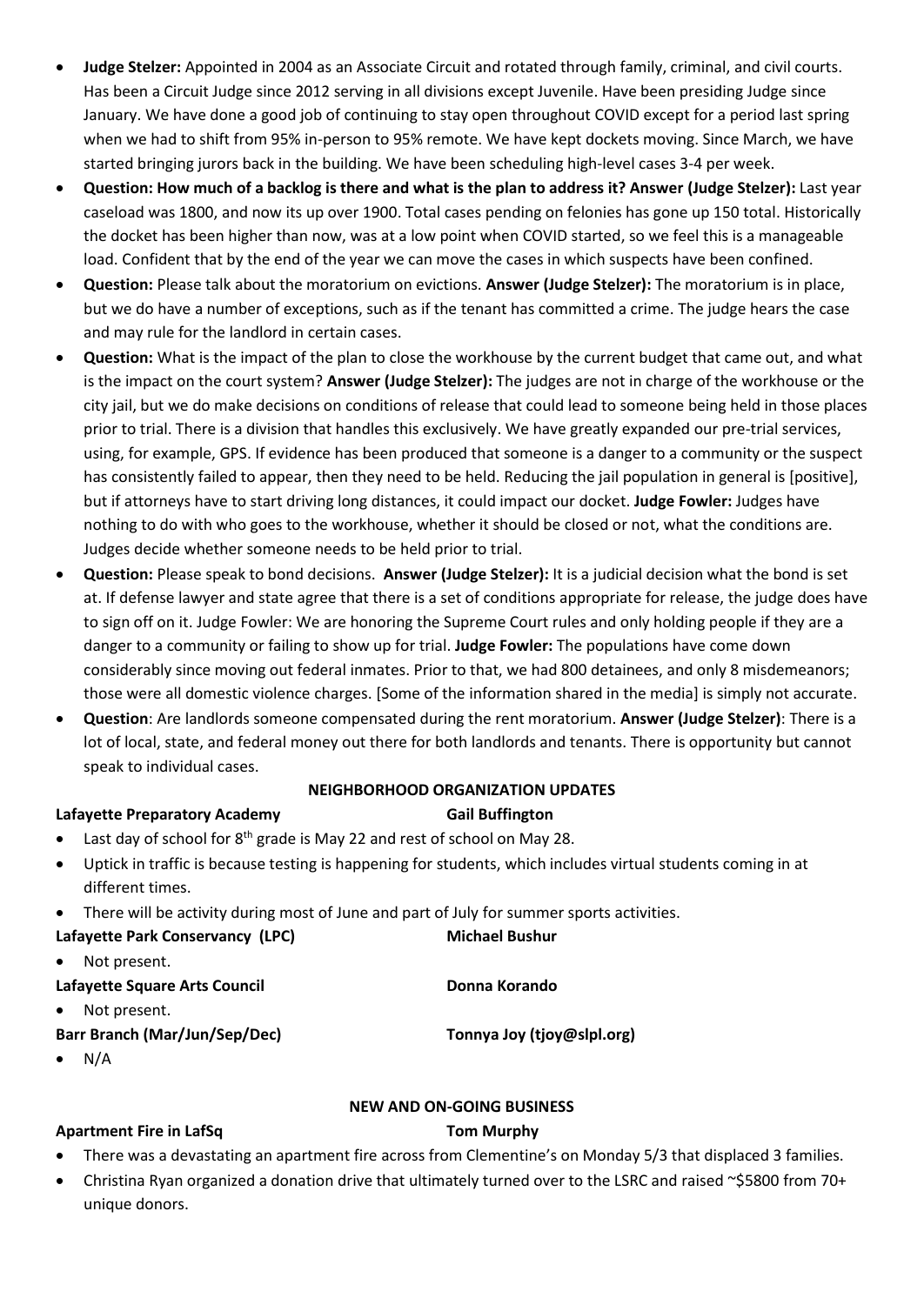- **Judge Stelzer:** Appointed in 2004 as an Associate Circuit and rotated through family, criminal, and civil courts. Has been a Circuit Judge since 2012 serving in all divisions except Juvenile. Have been presiding Judge since January. We have done a good job of continuing to stay open throughout COVID except for a period last spring when we had to shift from 95% in-person to 95% remote. We have kept dockets moving. Since March, we have started bringing jurors back in the building. We have been scheduling high-level cases 3-4 per week.
- **Question: How much of a backlog is there and what is the plan to address it? Answer (Judge Stelzer):** Last year caseload was 1800, and now its up over 1900. Total cases pending on felonies has gone up 150 total. Historically the docket has been higher than now, was at a low point when COVID started, so we feel this is a manageable load. Confident that by the end of the year we can move the cases in which suspects have been confined.
- **Question:** Please talk about the moratorium on evictions. **Answer (Judge Stelzer):** The moratorium is in place, but we do have a number of exceptions, such as if the tenant has committed a crime. The judge hears the case and may rule for the landlord in certain cases.
- **Question:** What is the impact of the plan to close the workhouse by the current budget that came out, and what is the impact on the court system? **Answer (Judge Stelzer):** The judges are not in charge of the workhouse or the city jail, but we do make decisions on conditions of release that could lead to someone being held in those places prior to trial. There is a division that handles this exclusively. We have greatly expanded our pre-trial services, using, for example, GPS. If evidence has been produced that someone is a danger to a community or the suspect has consistently failed to appear, then they need to be held. Reducing the jail population in general is [positive], but if attorneys have to start driving long distances, it could impact our docket. **Judge Fowler:** Judges have nothing to do with who goes to the workhouse, whether it should be closed or not, what the conditions are. Judges decide whether someone needs to be held prior to trial.
- **Question:** Please speak to bond decisions. **Answer (Judge Stelzer):** It is a judicial decision what the bond is set at. If defense lawyer and state agree that there is a set of conditions appropriate for release, the judge does have to sign off on it. Judge Fowler: We are honoring the Supreme Court rules and only holding people if they are a danger to a community or failing to show up for trial. **Judge Fowler:** The populations have come down considerably since moving out federal inmates. Prior to that, we had 800 detainees, and only 8 misdemeanors; those were all domestic violence charges. [Some of the information shared in the media] is simply not accurate.
- **Question**: Are landlords someone compensated during the rent moratorium. **Answer (Judge Stelzer)**: There is a lot of local, state, and federal money out there for both landlords and tenants. There is opportunity but cannot speak to individual cases.

## NEIGHBORHOOD ORGANIZATION UPDATES

**Lafayette Preparatory Academy** — **Gail Buffington**

- Last day of school for 8th grade is May 22 and rest of school on May 28.
- Uptick in traffic is because testing is happening for students, which includes virtual students coming in at different times.
- There will be activity during most of June and part of July for summer sports activities.

**Lafayette Park Conservancy (LPC)** — **Michael Bushur**

- Not present.

**Lafayette Square Arts Council** — **Donna Korando**

- Not present.

**Barr Branch (Mar/Jun/Sep/Dec)** — **Tonnya Joy (tjoy@slpl.org)**

- N/A

## NEW AND ON-GOING BUSINESS

**Apartment Fire in LafSq** — **Tom Murphy**

- There was a devastating an apartment fire across from Clementine's on Monday 5/3 that displaced 3 families.
- Christina Ryan organized a donation drive that ultimately turned over to the LSRC and raised ~$5800 from 70+ unique donors.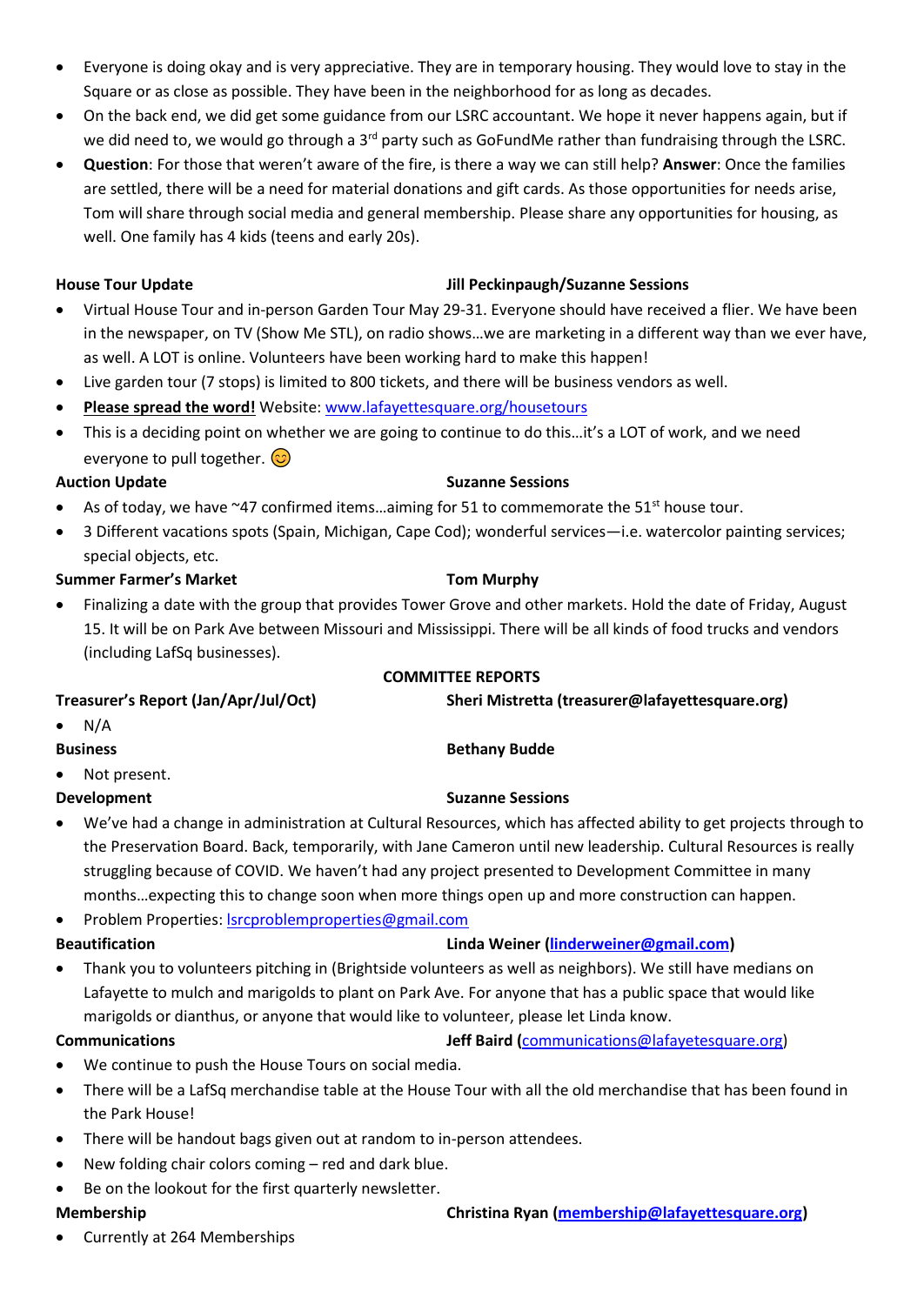- Everyone is doing okay and is very appreciative. They are in temporary housing. They would love to stay in the Square or as close as possible. They have been in the neighborhood for as long as decades.
- On the back end, we did get some guidance from our LSRC accountant. We hope it never happens again, but if we did need to, we would go through a 3rd party such as GoFundMe rather than fundraising through the LSRC.
- **Question**: For those that weren't aware of the fire, is there a way we can still help? **Answer**: Once the families are settled, there will be a need for material donations and gift cards. As those opportunities for needs arise, Tom will share through social media and general membership. Please share any opportunities for housing, as well. One family has 4 kids (teens and early 20s).

**House Tour Update** — **Jill Peckinpaugh/Suzanne Sessions**

- Virtual House Tour and in-person Garden Tour May 29-31. Everyone should have received a flier. We have been in the newspaper, on TV (Show Me STL), on radio shows…we are marketing in a different way than we ever have, as well. A LOT is online. Volunteers have been working hard to make this happen!
- Live garden tour (7 stops) is limited to 800 tickets, and there will be business vendors as well.
- **Please spread the word!** Website: www.lafayettesquare.org/housetours
- This is a deciding point on whether we are going to continue to do this…it's a LOT of work, and we need everyone to pull together. 😊

**Auction Update** — **Suzanne Sessions**

- As of today, we have ~47 confirmed items…aiming for 51 to commemorate the 51st house tour.
- 3 Different vacations spots (Spain, Michigan, Cape Cod); wonderful services—i.e. watercolor painting services; special objects, etc.

**Summer Farmer's Market** — **Tom Murphy**

- Finalizing a date with the group that provides Tower Grove and other markets. Hold the date of Friday, August 15. It will be on Park Ave between Missouri and Mississippi. There will be all kinds of food trucks and vendors (including LafSq businesses).

**COMMITTEE REPORTS**

**Treasurer's Report (Jan/Apr/Jul/Oct)** — **Sheri Mistretta (treasurer@lafayettesquare.org)**

- N/A

**Business** — **Bethany Budde**

- Not present.

**Development** — **Suzanne Sessions**

- We've had a change in administration at Cultural Resources, which has affected ability to get projects through to the Preservation Board. Back, temporarily, with Jane Cameron until new leadership. Cultural Resources is really struggling because of COVID. We haven't had any project presented to Development Committee in many months…expecting this to change soon when more things open up and more construction can happen.
- Problem Properties: lsrcproblemproperties@gmail.com

**Beautification** — **Linda Weiner (linderweiner@gmail.com)**

- Thank you to volunteers pitching in (Brightside volunteers as well as neighbors). We still have medians on Lafayette to mulch and marigolds to plant on Park Ave. For anyone that has a public space that would like marigolds or dianthus, or anyone that would like to volunteer, please let Linda know.

**Communications** — **Jeff Baird (communications@lafayetesquare.org)**

- We continue to push the House Tours on social media.
- There will be a LafSq merchandise table at the House Tour with all the old merchandise that has been found in the Park House!
- There will be handout bags given out at random to in-person attendees.
- New folding chair colors coming – red and dark blue.
- Be on the lookout for the first quarterly newsletter.

**Membership** — **Christina Ryan (membership@lafayettesquare.org)**

- Currently at 264 Memberships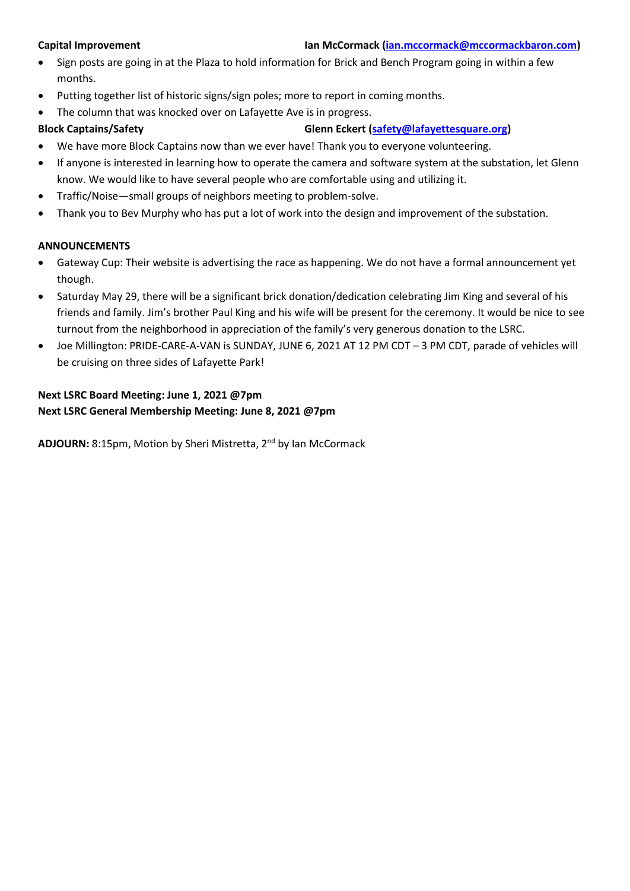**Capital Improvement** **Ian McCormack (ian.mccormack@mccormackbaron.com)**

- Sign posts are going in at the Plaza to hold information for Brick and Bench Program going in within a few months.
- Putting together list of historic signs/sign poles; more to report in coming months.
- The column that was knocked over on Lafayette Ave is in progress.

**Block Captains/Safety** **Glenn Eckert (safety@lafayettesquare.org)**

- We have more Block Captains now than we ever have! Thank you to everyone volunteering.
- If anyone is interested in learning how to operate the camera and software system at the substation, let Glenn know. We would like to have several people who are comfortable using and utilizing it.
- Traffic/Noise—small groups of neighbors meeting to problem-solve.
- Thank you to Bev Murphy who has put a lot of work into the design and improvement of the substation.

**ANNOUNCEMENTS**

- Gateway Cup: Their website is advertising the race as happening. We do not have a formal announcement yet though.
- Saturday May 29, there will be a significant brick donation/dedication celebrating Jim King and several of his friends and family. Jim's brother Paul King and his wife will be present for the ceremony. It would be nice to see turnout from the neighborhood in appreciation of the family's very generous donation to the LSRC.
- Joe Millington: PRIDE-CARE-A-VAN is SUNDAY, JUNE 6, 2021 AT 12 PM CDT – 3 PM CDT, parade of vehicles will be cruising on three sides of Lafayette Park!

**Next LSRC Board Meeting: June 1, 2021 @7pm**
**Next LSRC General Membership Meeting: June 8, 2021 @7pm**

**ADJOURN:** 8:15pm, Motion by Sheri Mistretta, 2nd by Ian McCormack